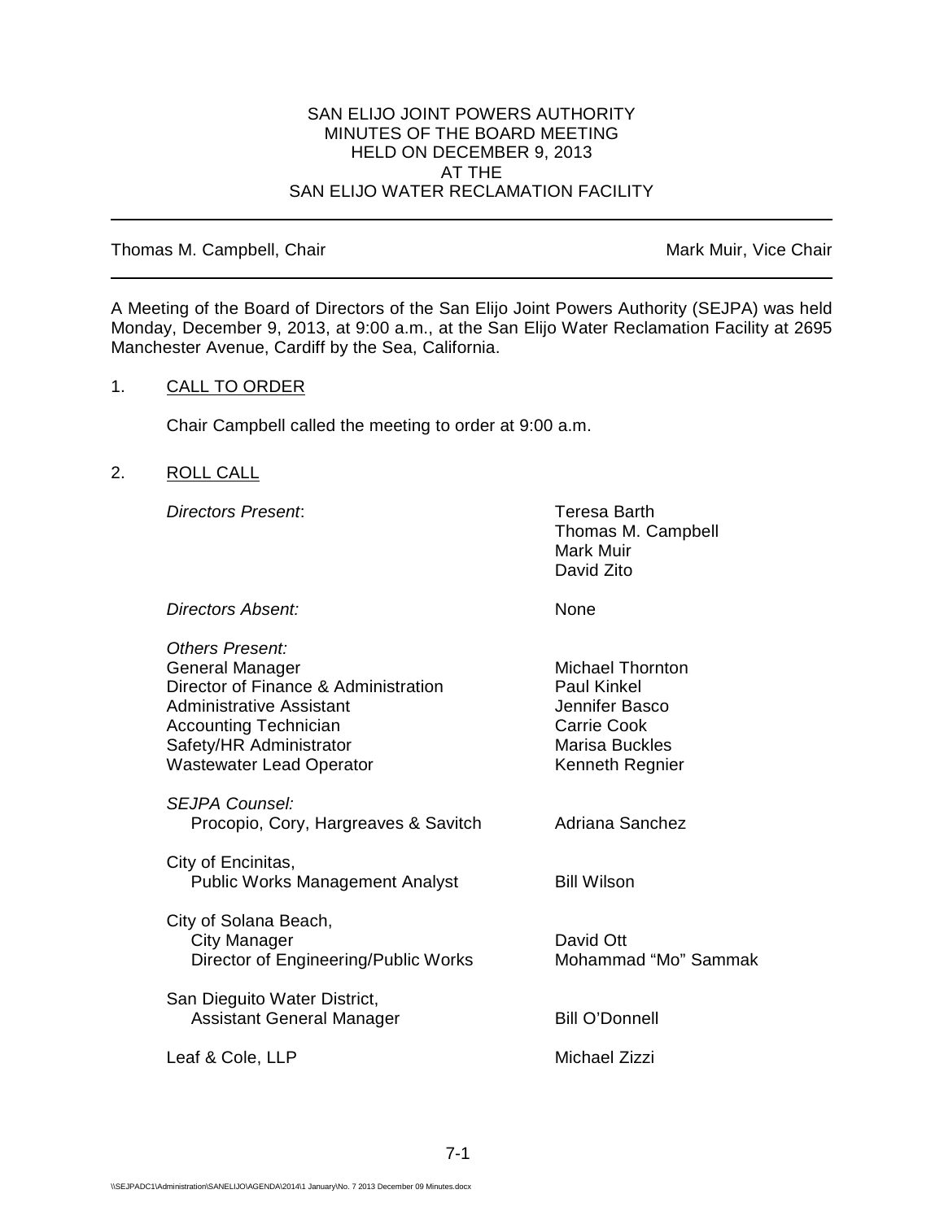SAN ELIJO JOINT POWERS AUTHORITY
MINUTES OF THE BOARD MEETING
HELD ON DECEMBER 9, 2013
AT THE
SAN ELIJO WATER RECLAMATION FACILITY

---

Thomas M. Campbell, Chair — Mark Muir, Vice Chair

---

A Meeting of the Board of Directors of the San Elijo Joint Powers Authority (SEJPA) was held Monday, December 9, 2013, at 9:00 a.m., at the San Elijo Water Reclamation Facility at 2695 Manchester Avenue, Cardiff by the Sea, California.

1. CALL TO ORDER

   Chair Campbell called the meeting to order at 9:00 a.m.

2. ROLL CALL

| | |
|---|---|
| *Directors Present*: | Teresa Barth<br>Thomas M. Campbell<br>Mark Muir<br>David Zito |
| *Directors Absent:* | None |
| *Others Present:* | |
| General Manager | Michael Thornton |
| Director of Finance & Administration | Paul Kinkel |
| Administrative Assistant | Jennifer Basco |
| Accounting Technician | Carrie Cook |
| Safety/HR Administrator | Marisa Buckles |
| Wastewater Lead Operator | Kenneth Regnier |
| *SEJPA Counsel:* | |
| Procopio, Cory, Hargreaves & Savitch | Adriana Sanchez |
| City of Encinitas, | |
| Public Works Management Analyst | Bill Wilson |
| City of Solana Beach, | |
| City Manager | David Ott |
| Director of Engineering/Public Works | Mohammad "Mo" Sammak |
| San Dieguito Water District, | |
| Assistant General Manager | Bill O'Donnell |
| Leaf & Cole, LLP | Michael Zizzi |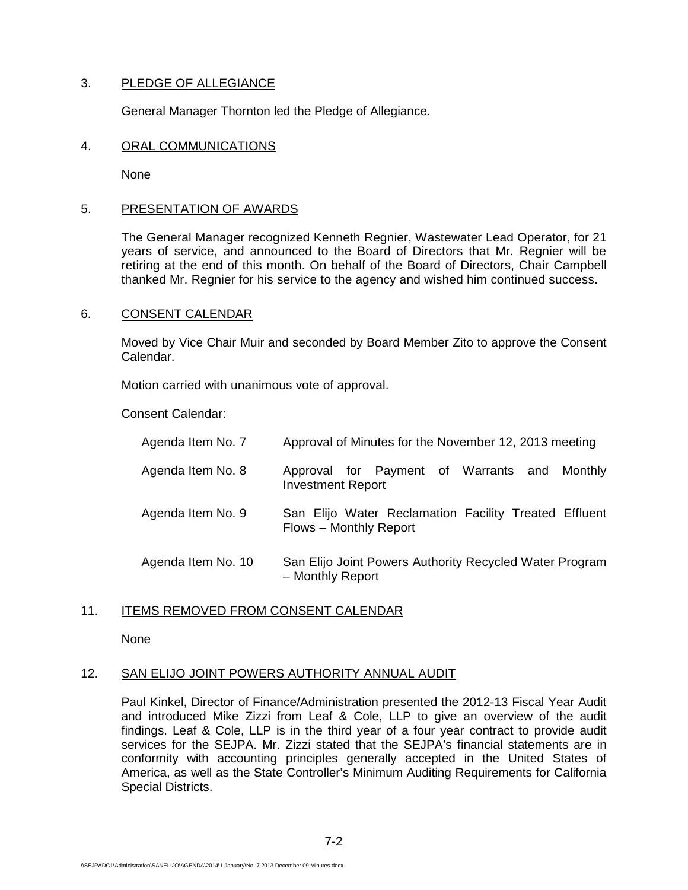3. PLEDGE OF ALLEGIANCE

General Manager Thornton led the Pledge of Allegiance.

4. ORAL COMMUNICATIONS

None

5. PRESENTATION OF AWARDS

The General Manager recognized Kenneth Regnier, Wastewater Lead Operator, for 21 years of service, and announced to the Board of Directors that Mr. Regnier will be retiring at the end of this month. On behalf of the Board of Directors, Chair Campbell thanked Mr. Regnier for his service to the agency and wished him continued success.

6. CONSENT CALENDAR

Moved by Vice Chair Muir and seconded by Board Member Zito to approve the Consent Calendar.

Motion carried with unanimous vote of approval.

Consent Calendar:

| | |
|---|---|
| Agenda Item No. 7 | Approval of Minutes for the November 12, 2013 meeting |
| Agenda Item No. 8 | Approval for Payment of Warrants and Monthly Investment Report |
| Agenda Item No. 9 | San Elijo Water Reclamation Facility Treated Effluent Flows – Monthly Report |
| Agenda Item No. 10 | San Elijo Joint Powers Authority Recycled Water Program – Monthly Report |

11. ITEMS REMOVED FROM CONSENT CALENDAR

None

12. SAN ELIJO JOINT POWERS AUTHORITY ANNUAL AUDIT

Paul Kinkel, Director of Finance/Administration presented the 2012-13 Fiscal Year Audit and introduced Mike Zizzi from Leaf & Cole, LLP to give an overview of the audit findings. Leaf & Cole, LLP is in the third year of a four year contract to provide audit services for the SEJPA. Mr. Zizzi stated that the SEJPA's financial statements are in conformity with accounting principles generally accepted in the United States of America, as well as the State Controller's Minimum Auditing Requirements for California Special Districts.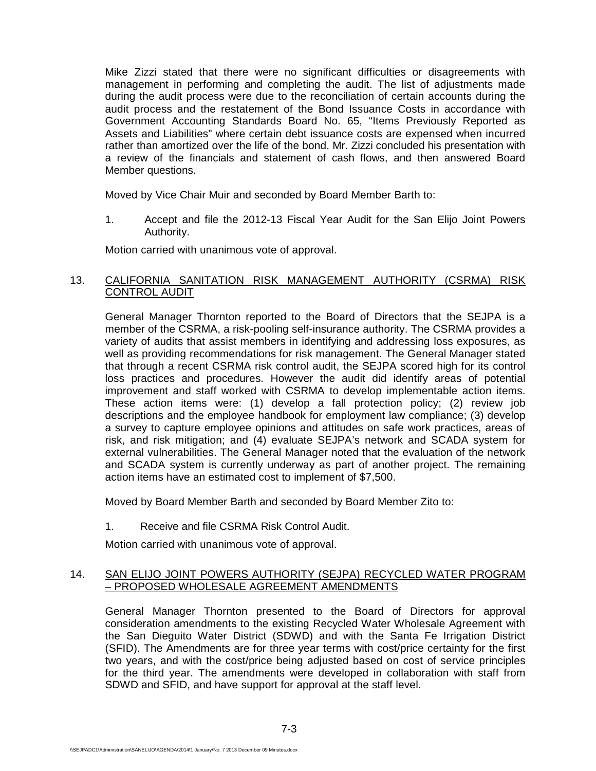Mike Zizzi stated that there were no significant difficulties or disagreements with management in performing and completing the audit. The list of adjustments made during the audit process were due to the reconciliation of certain accounts during the audit process and the restatement of the Bond Issuance Costs in accordance with Government Accounting Standards Board No. 65, "Items Previously Reported as Assets and Liabilities" where certain debt issuance costs are expensed when incurred rather than amortized over the life of the bond. Mr. Zizzi concluded his presentation with a review of the financials and statement of cash flows, and then answered Board Member questions.

Moved by Vice Chair Muir and seconded by Board Member Barth to:

1. Accept and file the 2012-13 Fiscal Year Audit for the San Elijo Joint Powers Authority.

Motion carried with unanimous vote of approval.

13. <u>CALIFORNIA SANITATION RISK MANAGEMENT AUTHORITY (CSRMA) RISK CONTROL AUDIT</u>

General Manager Thornton reported to the Board of Directors that the SEJPA is a member of the CSRMA, a risk-pooling self-insurance authority. The CSRMA provides a variety of audits that assist members in identifying and addressing loss exposures, as well as providing recommendations for risk management. The General Manager stated that through a recent CSRMA risk control audit, the SEJPA scored high for its control loss practices and procedures. However the audit did identify areas of potential improvement and staff worked with CSRMA to develop implementable action items. These action items were: (1) develop a fall protection policy; (2) review job descriptions and the employee handbook for employment law compliance; (3) develop a survey to capture employee opinions and attitudes on safe work practices, areas of risk, and risk mitigation; and (4) evaluate SEJPA's network and SCADA system for external vulnerabilities. The General Manager noted that the evaluation of the network and SCADA system is currently underway as part of another project. The remaining action items have an estimated cost to implement of $7,500.

Moved by Board Member Barth and seconded by Board Member Zito to:

1. Receive and file CSRMA Risk Control Audit.

Motion carried with unanimous vote of approval.

14. <u>SAN ELIJO JOINT POWERS AUTHORITY (SEJPA) RECYCLED WATER PROGRAM – PROPOSED WHOLESALE AGREEMENT AMENDMENTS</u>

General Manager Thornton presented to the Board of Directors for approval consideration amendments to the existing Recycled Water Wholesale Agreement with the San Dieguito Water District (SDWD) and with the Santa Fe Irrigation District (SFID). The Amendments are for three year terms with cost/price certainty for the first two years, and with the cost/price being adjusted based on cost of service principles for the third year. The amendments were developed in collaboration with staff from SDWD and SFID, and have support for approval at the staff level.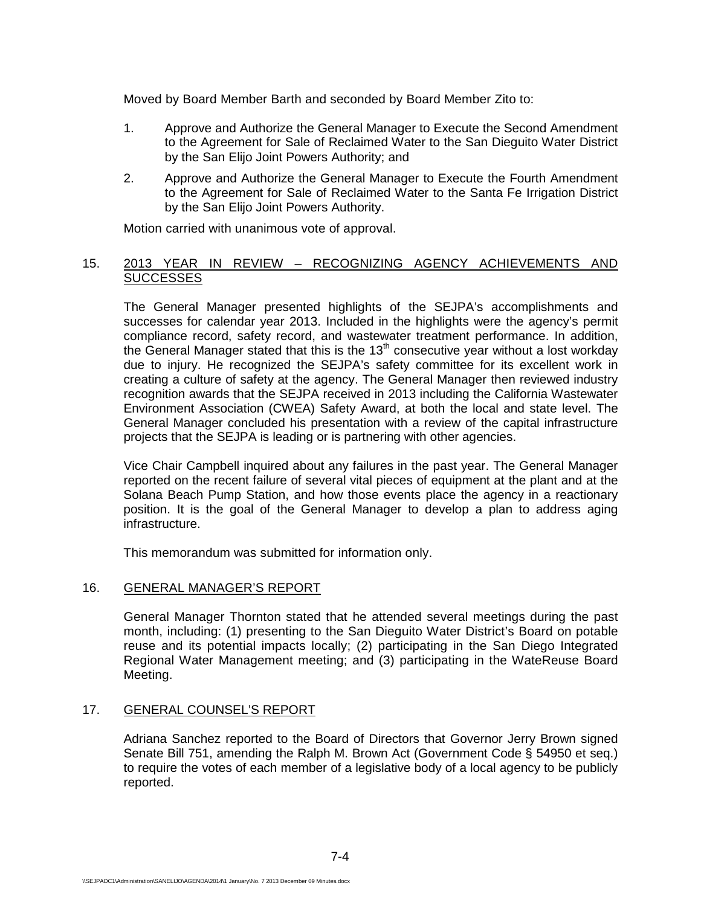Moved by Board Member Barth and seconded by Board Member Zito to:

1. Approve and Authorize the General Manager to Execute the Second Amendment to the Agreement for Sale of Reclaimed Water to the San Dieguito Water District by the San Elijo Joint Powers Authority; and

2. Approve and Authorize the General Manager to Execute the Fourth Amendment to the Agreement for Sale of Reclaimed Water to the Santa Fe Irrigation District by the San Elijo Joint Powers Authority.

Motion carried with unanimous vote of approval.

## 15. 2013 YEAR IN REVIEW – RECOGNIZING AGENCY ACHIEVEMENTS AND SUCCESSES

The General Manager presented highlights of the SEJPA's accomplishments and successes for calendar year 2013. Included in the highlights were the agency's permit compliance record, safety record, and wastewater treatment performance. In addition, the General Manager stated that this is the 13th consecutive year without a lost workday due to injury. He recognized the SEJPA's safety committee for its excellent work in creating a culture of safety at the agency. The General Manager then reviewed industry recognition awards that the SEJPA received in 2013 including the California Wastewater Environment Association (CWEA) Safety Award, at both the local and state level. The General Manager concluded his presentation with a review of the capital infrastructure projects that the SEJPA is leading or is partnering with other agencies.

Vice Chair Campbell inquired about any failures in the past year. The General Manager reported on the recent failure of several vital pieces of equipment at the plant and at the Solana Beach Pump Station, and how those events place the agency in a reactionary position. It is the goal of the General Manager to develop a plan to address aging infrastructure.

This memorandum was submitted for information only.

## 16. GENERAL MANAGER'S REPORT

General Manager Thornton stated that he attended several meetings during the past month, including: (1) presenting to the San Dieguito Water District's Board on potable reuse and its potential impacts locally; (2) participating in the San Diego Integrated Regional Water Management meeting; and (3) participating in the WateReuse Board Meeting.

## 17. GENERAL COUNSEL'S REPORT

Adriana Sanchez reported to the Board of Directors that Governor Jerry Brown signed Senate Bill 751, amending the Ralph M. Brown Act (Government Code § 54950 et seq.) to require the votes of each member of a legislative body of a local agency to be publicly reported.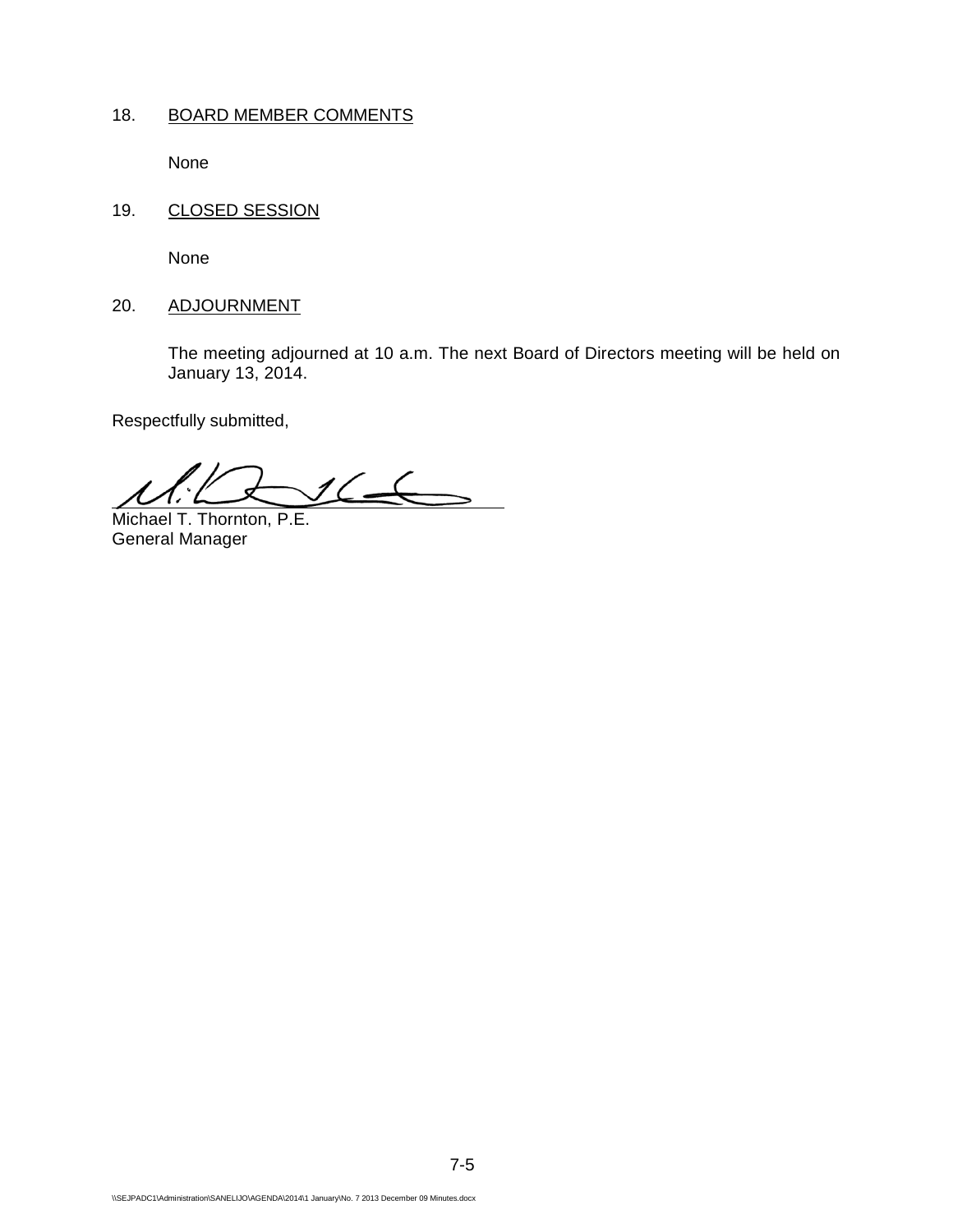18. BOARD MEMBER COMMENTS

None

19. CLOSED SESSION

None

20. ADJOURNMENT

The meeting adjourned at 10 a.m. The next Board of Directors meeting will be held on January 13, 2014.

Respectfully submitted,

Michael T. Thornton, P.E.
General Manager